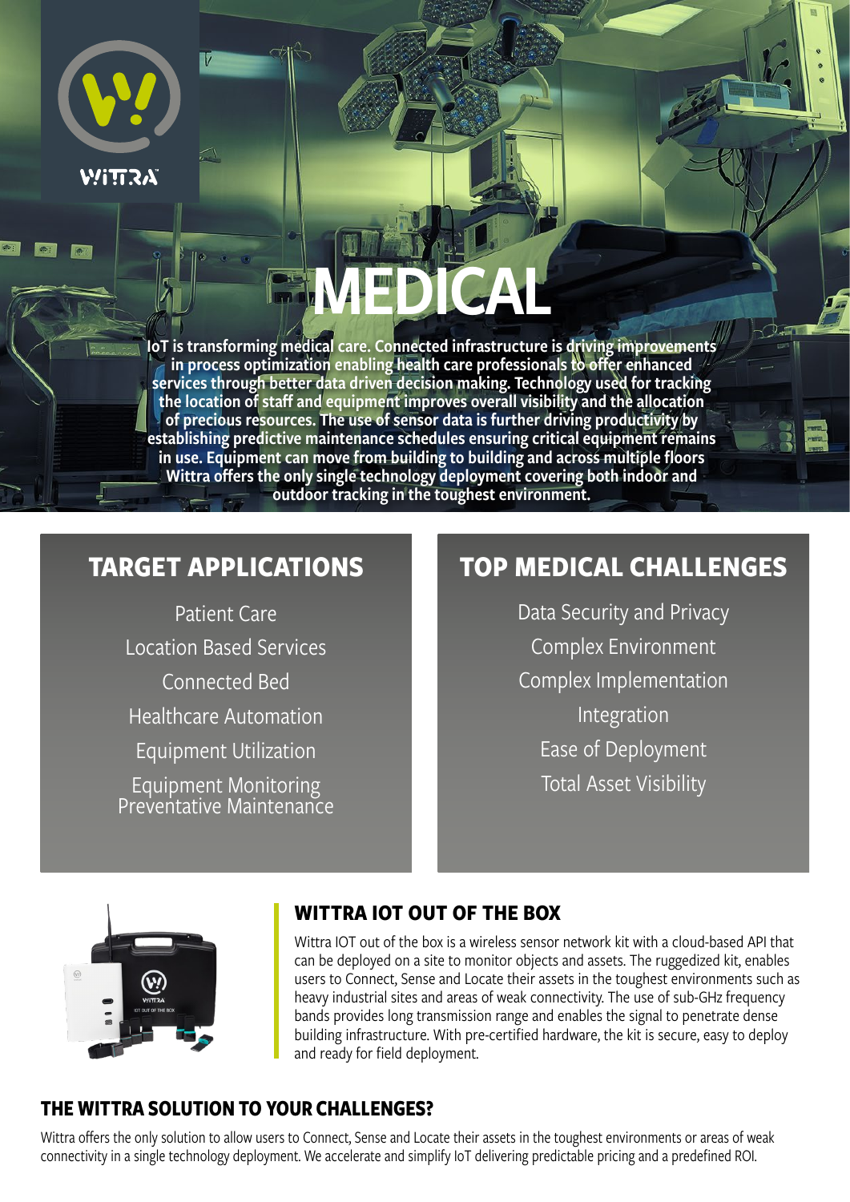# MEDICAL

IoT is transforming medical care. Connected infrastructure is driving improvements in process optimization enabling health care professionals to offer enhanced services through better data driven decision making. Technology used for tracking the location of staff and equipment improves overall visibility and the allocation of precious resources. The use of sensor data is further driving productivity by establishing predictive maintenance schedules ensuring critical equipment remains in use. Equipment can move from building to building and across multiple floors Wittra offers the only single technology deployment covering both indoor and outdoor tracking in the toughest environment.

## TARGET APPLICATIONS

Patient Care

Location Based Services

Connected Bed

Healthcare Automation

Equipment Utilization

Equipment Monitoring
Preventative Maintenance

## TOP MEDICAL CHALLENGES

Data Security and Privacy

Complex Environment

Complex Implementation

Integration

Ease of Deployment

Total Asset Visibility

## WITTRA IOT OUT OF THE BOX

Wittra IOT out of the box is a wireless sensor network kit with a cloud-based API that can be deployed on a site to monitor objects and assets. The ruggedized kit, enables users to Connect, Sense and Locate their assets in the toughest environments such as heavy industrial sites and areas of weak connectivity. The use of sub-GHz frequency bands provides long transmission range and enables the signal to penetrate dense building infrastructure. With pre-certified hardware, the kit is secure, easy to deploy and ready for field deployment.

## THE WITTRA SOLUTION TO YOUR CHALLENGES?

Wittra offers the only solution to allow users to Connect, Sense and Locate their assets in the toughest environments or areas of weak connectivity in a single technology deployment. We accelerate and simplify IoT delivering predictable pricing and a predefined ROI.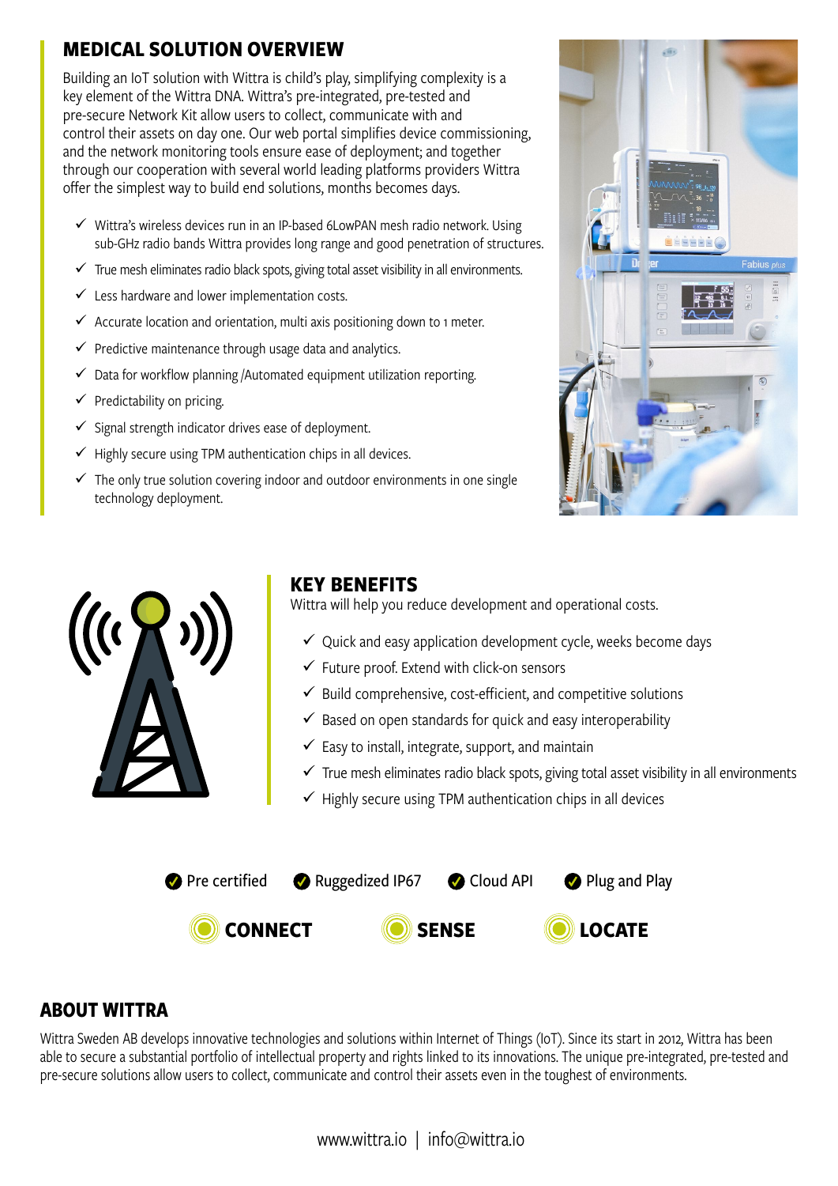## MEDICAL SOLUTION OVERVIEW

Building an IoT solution with Wittra is child's play, simplifying complexity is a key element of the Wittra DNA. Wittra's pre-integrated, pre-tested and pre-secure Network Kit allow users to collect, communicate with and control their assets on day one. Our web portal simplifies device commissioning, and the network monitoring tools ensure ease of deployment; and together through our cooperation with several world leading platforms providers Wittra offer the simplest way to build end solutions, months becomes days.

- ✓ Wittra's wireless devices run in an IP-based 6LowPAN mesh radio network. Using sub-GHz radio bands Wittra provides long range and good penetration of structures.
- ✓ True mesh eliminates radio black spots, giving total asset visibility in all environments.
- ✓ Less hardware and lower implementation costs.
- ✓ Accurate location and orientation, multi axis positioning down to 1 meter.
- ✓ Predictive maintenance through usage data and analytics.
- ✓ Data for workflow planning /Automated equipment utilization reporting.
- ✓ Predictability on pricing.
- ✓ Signal strength indicator drives ease of deployment.
- ✓ Highly secure using TPM authentication chips in all devices.
- ✓ The only true solution covering indoor and outdoor environments in one single technology deployment.

## KEY BENEFITS

Wittra will help you reduce development and operational costs.

- ✓ Quick and easy application development cycle, weeks become days
- ✓ Future proof. Extend with click-on sensors
- ✓ Build comprehensive, cost-efficient, and competitive solutions
- ✓ Based on open standards for quick and easy interoperability
- ✓ Easy to install, integrate, support, and maintain
- ✓ True mesh eliminates radio black spots, giving total asset visibility in all environments
- ✓ Highly secure using TPM authentication chips in all devices

✓ Pre certified ✓ Ruggedized IP67 ✓ Cloud API ✓ Plug and Play

**CONNECT** **SENSE** **LOCATE**

## ABOUT WITTRA

Wittra Sweden AB develops innovative technologies and solutions within Internet of Things (IoT). Since its start in 2012, Wittra has been able to secure a substantial portfolio of intellectual property and rights linked to its innovations. The unique pre-integrated, pre-tested and pre-secure solutions allow users to collect, communicate and control their assets even in the toughest of environments.

www.wittra.io | info@wittra.io